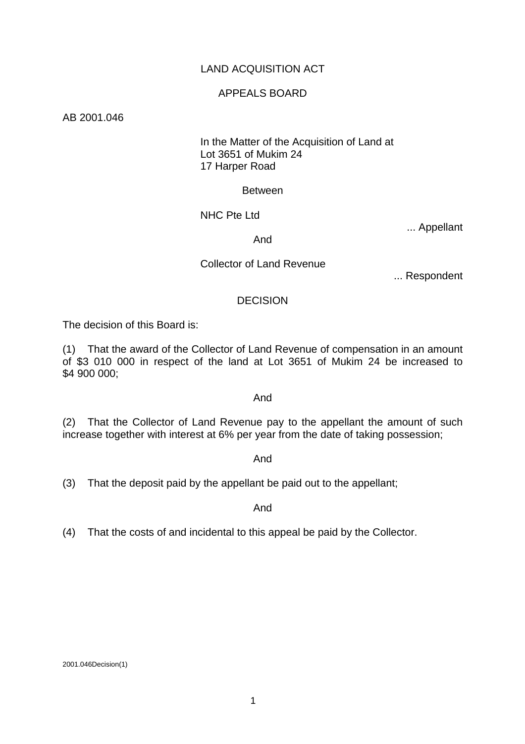LAND ACQUISITION ACT

APPEALS BOARD

AB 2001.046

In the Matter of the Acquisition of Land at
Lot 3651 of Mukim 24
17 Harper Road

Between

NHC Pte Ltd

... Appellant

And

Collector of Land Revenue

... Respondent

DECISION

The decision of this Board is:

(1) That the award of the Collector of Land Revenue of compensation in an amount of $3 010 000 in respect of the land at Lot 3651 of Mukim 24 be increased to $4 900 000;

And

(2) That the Collector of Land Revenue pay to the appellant the amount of such increase together with interest at 6% per year from the date of taking possession;

And

(3) That the deposit paid by the appellant be paid out to the appellant;

And

(4) That the costs of and incidental to this appeal be paid by the Collector.

2001.046Decision(1)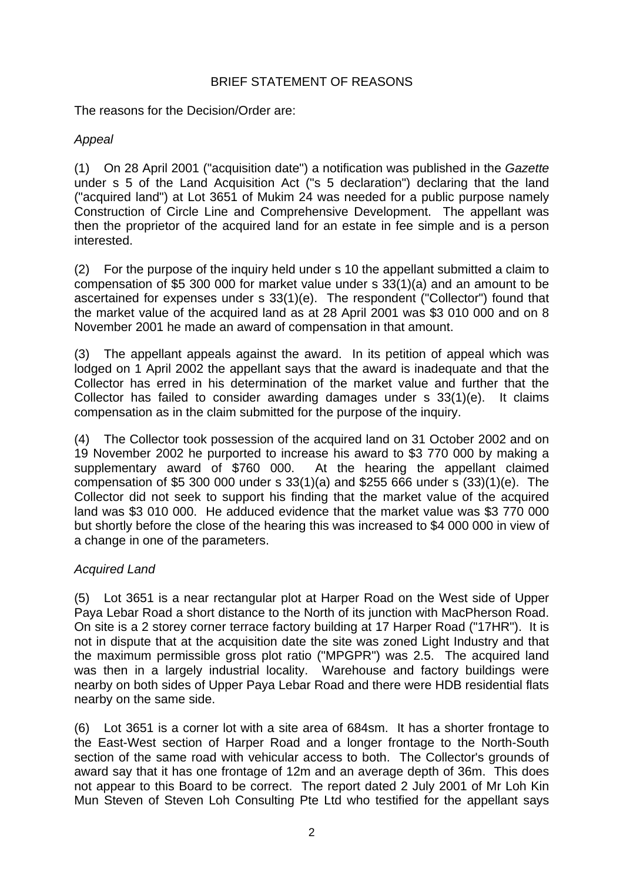BRIEF STATEMENT OF REASONS

The reasons for the Decision/Order are:

*Appeal*

(1) On 28 April 2001 ("acquisition date") a notification was published in the *Gazette* under s 5 of the Land Acquisition Act ("s 5 declaration") declaring that the land ("acquired land") at Lot 3651 of Mukim 24 was needed for a public purpose namely Construction of Circle Line and Comprehensive Development. The appellant was then the proprietor of the acquired land for an estate in fee simple and is a person interested.

(2) For the purpose of the inquiry held under s 10 the appellant submitted a claim to compensation of $5 300 000 for market value under s 33(1)(a) and an amount to be ascertained for expenses under s 33(1)(e). The respondent ("Collector") found that the market value of the acquired land as at 28 April 2001 was $3 010 000 and on 8 November 2001 he made an award of compensation in that amount.

(3) The appellant appeals against the award. In its petition of appeal which was lodged on 1 April 2002 the appellant says that the award is inadequate and that the Collector has erred in his determination of the market value and further that the Collector has failed to consider awarding damages under s 33(1)(e). It claims compensation as in the claim submitted for the purpose of the inquiry.

(4) The Collector took possession of the acquired land on 31 October 2002 and on 19 November 2002 he purported to increase his award to $3 770 000 by making a supplementary award of $760 000. At the hearing the appellant claimed compensation of $5 300 000 under s 33(1)(a) and $255 666 under s (33)(1)(e). The Collector did not seek to support his finding that the market value of the acquired land was $3 010 000. He adduced evidence that the market value was $3 770 000 but shortly before the close of the hearing this was increased to $4 000 000 in view of a change in one of the parameters.

*Acquired Land*

(5) Lot 3651 is a near rectangular plot at Harper Road on the West side of Upper Paya Lebar Road a short distance to the North of its junction with MacPherson Road. On site is a 2 storey corner terrace factory building at 17 Harper Road ("17HR"). It is not in dispute that at the acquisition date the site was zoned Light Industry and that the maximum permissible gross plot ratio ("MPGPR") was 2.5. The acquired land was then in a largely industrial locality. Warehouse and factory buildings were nearby on both sides of Upper Paya Lebar Road and there were HDB residential flats nearby on the same side.

(6) Lot 3651 is a corner lot with a site area of 684sm. It has a shorter frontage to the East-West section of Harper Road and a longer frontage to the North-South section of the same road with vehicular access to both. The Collector's grounds of award say that it has one frontage of 12m and an average depth of 36m. This does not appear to this Board to be correct. The report dated 2 July 2001 of Mr Loh Kin Mun Steven of Steven Loh Consulting Pte Ltd who testified for the appellant says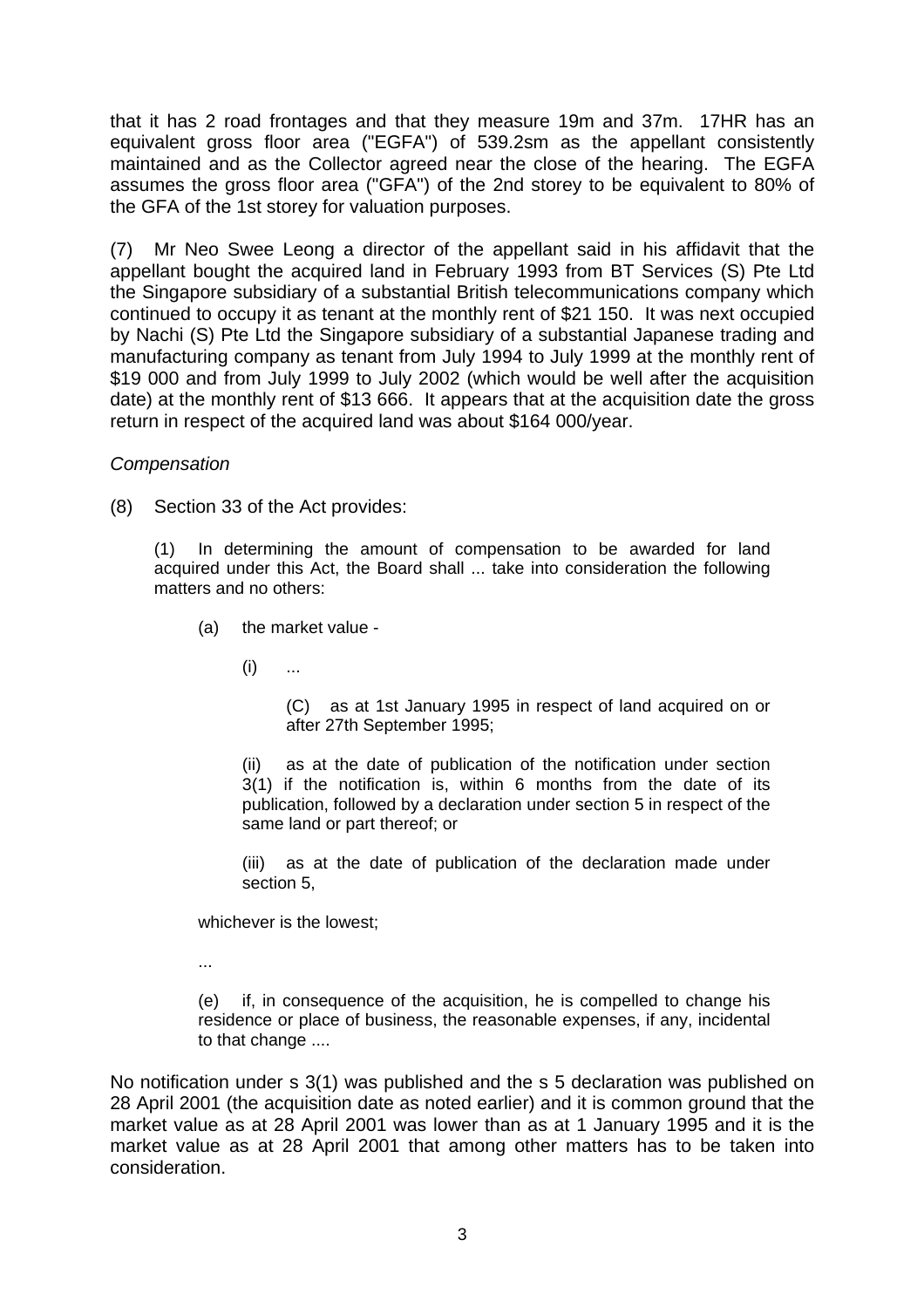that it has 2 road frontages and that they measure 19m and 37m. 17HR has an equivalent gross floor area ("EGFA") of 539.2sm as the appellant consistently maintained and as the Collector agreed near the close of the hearing. The EGFA assumes the gross floor area ("GFA") of the 2nd storey to be equivalent to 80% of the GFA of the 1st storey for valuation purposes.

(7) Mr Neo Swee Leong a director of the appellant said in his affidavit that the appellant bought the acquired land in February 1993 from BT Services (S) Pte Ltd the Singapore subsidiary of a substantial British telecommunications company which continued to occupy it as tenant at the monthly rent of $21 150. It was next occupied by Nachi (S) Pte Ltd the Singapore subsidiary of a substantial Japanese trading and manufacturing company as tenant from July 1994 to July 1999 at the monthly rent of $19 000 and from July 1999 to July 2002 (which would be well after the acquisition date) at the monthly rent of $13 666. It appears that at the acquisition date the gross return in respect of the acquired land was about $164 000/year.

*Compensation*

(8) Section 33 of the Act provides:

> (1) In determining the amount of compensation to be awarded for land acquired under this Act, the Board shall ... take into consideration the following matters and no others:
>
> (a) the market value -
>
> (i) ...
>
> (C) as at 1st January 1995 in respect of land acquired on or after 27th September 1995;
>
> (ii) as at the date of publication of the notification under section 3(1) if the notification is, within 6 months from the date of its publication, followed by a declaration under section 5 in respect of the same land or part thereof; or
>
> (iii) as at the date of publication of the declaration made under section 5,
>
> whichever is the lowest;
>
> ...
>
> (e) if, in consequence of the acquisition, he is compelled to change his residence or place of business, the reasonable expenses, if any, incidental to that change ....

No notification under s 3(1) was published and the s 5 declaration was published on 28 April 2001 (the acquisition date as noted earlier) and it is common ground that the market value as at 28 April 2001 was lower than as at 1 January 1995 and it is the market value as at 28 April 2001 that among other matters has to be taken into consideration.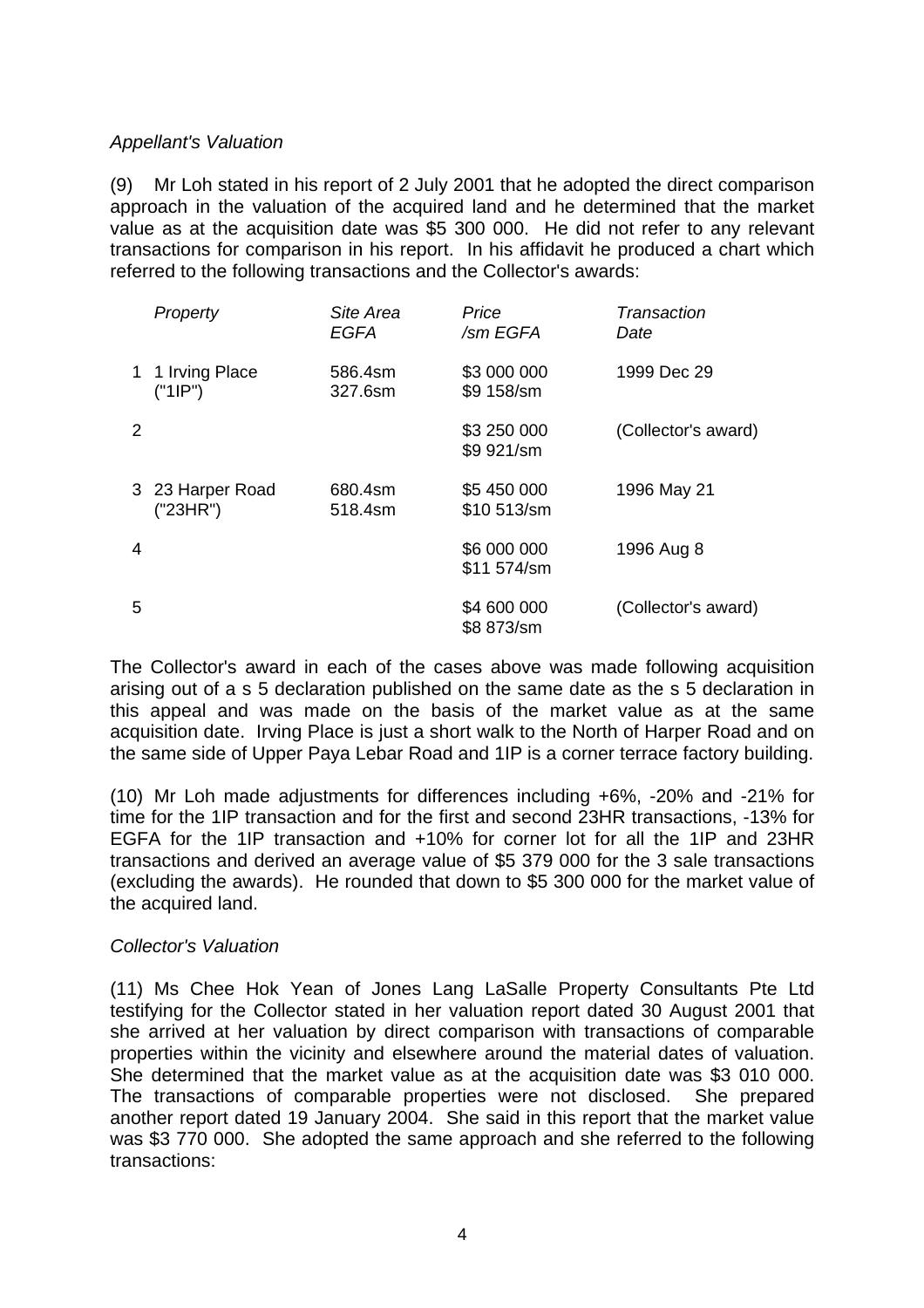*Appellant's Valuation*

(9) Mr Loh stated in his report of 2 July 2001 that he adopted the direct comparison approach in the valuation of the acquired land and he determined that the market value as at the acquisition date was $5 300 000. He did not refer to any relevant transactions for comparison in his report. In his affidavit he produced a chart which referred to the following transactions and the Collector's awards:

| | *Property* | *Site Area EGFA* | *Price /sm EGFA* | *Transaction Date* |
|---|---|---|---|---|
| 1 | 1 Irving Place ("1IP") | 586.4sm 327.6sm | $3 000 000 $9 158/sm | 1999 Dec 29 |
| 2 | | | $3 250 000 $9 921/sm | (Collector's award) |
| 3 | 23 Harper Road ("23HR") | 680.4sm 518.4sm | $5 450 000 $10 513/sm | 1996 May 21 |
| 4 | | | $6 000 000 $11 574/sm | 1996 Aug 8 |
| 5 | | | $4 600 000 $8 873/sm | (Collector's award) |

The Collector's award in each of the cases above was made following acquisition arising out of a s 5 declaration published on the same date as the s 5 declaration in this appeal and was made on the basis of the market value as at the same acquisition date. Irving Place is just a short walk to the North of Harper Road and on the same side of Upper Paya Lebar Road and 1IP is a corner terrace factory building.

(10) Mr Loh made adjustments for differences including +6%, -20% and -21% for time for the 1IP transaction and for the first and second 23HR transactions, -13% for EGFA for the 1IP transaction and +10% for corner lot for all the 1IP and 23HR transactions and derived an average value of $5 379 000 for the 3 sale transactions (excluding the awards). He rounded that down to $5 300 000 for the market value of the acquired land.

*Collector's Valuation*

(11) Ms Chee Hok Yean of Jones Lang LaSalle Property Consultants Pte Ltd testifying for the Collector stated in her valuation report dated 30 August 2001 that she arrived at her valuation by direct comparison with transactions of comparable properties within the vicinity and elsewhere around the material dates of valuation. She determined that the market value as at the acquisition date was $3 010 000. The transactions of comparable properties were not disclosed. She prepared another report dated 19 January 2004. She said in this report that the market value was $3 770 000. She adopted the same approach and she referred to the following transactions: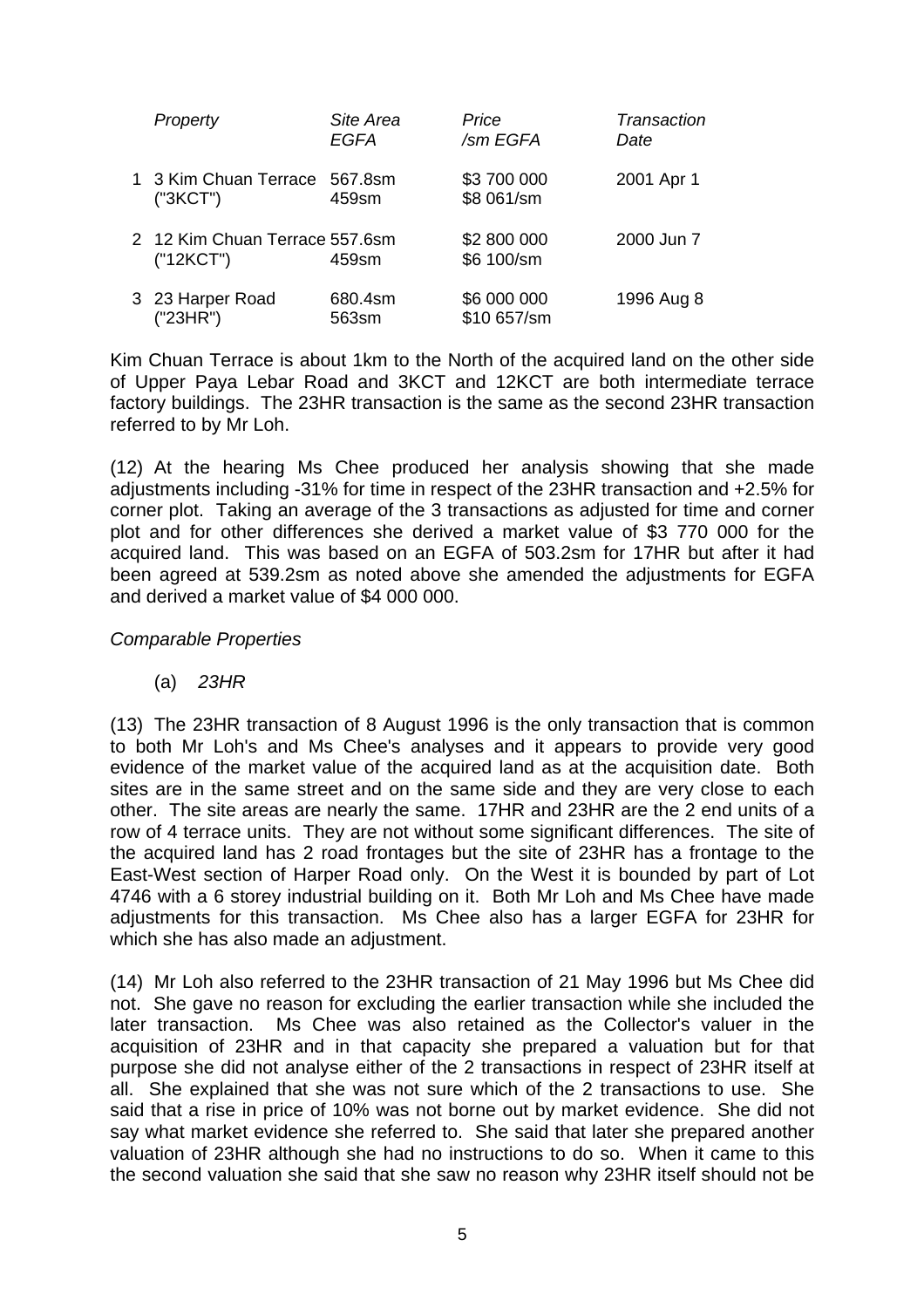| | Property | Site Area EGFA | Price /sm EGFA | Transaction Date |
|---|---|---|---|---|
| 1 | 3 Kim Chuan Terrace ("3KCT") | 567.8sm 459sm | \$3 700 000 \$8 061/sm | 2001 Apr 1 |
| 2 | 12 Kim Chuan Terrace ("12KCT") | 557.6sm 459sm | \$2 800 000 \$6 100/sm | 2000 Jun 7 |
| 3 | 23 Harper Road ("23HR") | 680.4sm 563sm | \$6 000 000 \$10 657/sm | 1996 Aug 8 |

Kim Chuan Terrace is about 1km to the North of the acquired land on the other side of Upper Paya Lebar Road and 3KCT and 12KCT are both intermediate terrace factory buildings. The 23HR transaction is the same as the second 23HR transaction referred to by Mr Loh.

(12) At the hearing Ms Chee produced her analysis showing that she made adjustments including -31% for time in respect of the 23HR transaction and +2.5% for corner plot. Taking an average of the 3 transactions as adjusted for time and corner plot and for other differences she derived a market value of \$3 770 000 for the acquired land. This was based on an EGFA of 503.2sm for 17HR but after it had been agreed at 539.2sm as noted above she amended the adjustments for EGFA and derived a market value of \$4 000 000.

*Comparable Properties*

(a) *23HR*

(13) The 23HR transaction of 8 August 1996 is the only transaction that is common to both Mr Loh's and Ms Chee's analyses and it appears to provide very good evidence of the market value of the acquired land as at the acquisition date. Both sites are in the same street and on the same side and they are very close to each other. The site areas are nearly the same. 17HR and 23HR are the 2 end units of a row of 4 terrace units. They are not without some significant differences. The site of the acquired land has 2 road frontages but the site of 23HR has a frontage to the East-West section of Harper Road only. On the West it is bounded by part of Lot 4746 with a 6 storey industrial building on it. Both Mr Loh and Ms Chee have made adjustments for this transaction. Ms Chee also has a larger EGFA for 23HR for which she has also made an adjustment.

(14) Mr Loh also referred to the 23HR transaction of 21 May 1996 but Ms Chee did not. She gave no reason for excluding the earlier transaction while she included the later transaction. Ms Chee was also retained as the Collector's valuer in the acquisition of 23HR and in that capacity she prepared a valuation but for that purpose she did not analyse either of the 2 transactions in respect of 23HR itself at all. She explained that she was not sure which of the 2 transactions to use. She said that a rise in price of 10% was not borne out by market evidence. She did not say what market evidence she referred to. She said that later she prepared another valuation of 23HR although she had no instructions to do so. When it came to this the second valuation she said that she saw no reason why 23HR itself should not be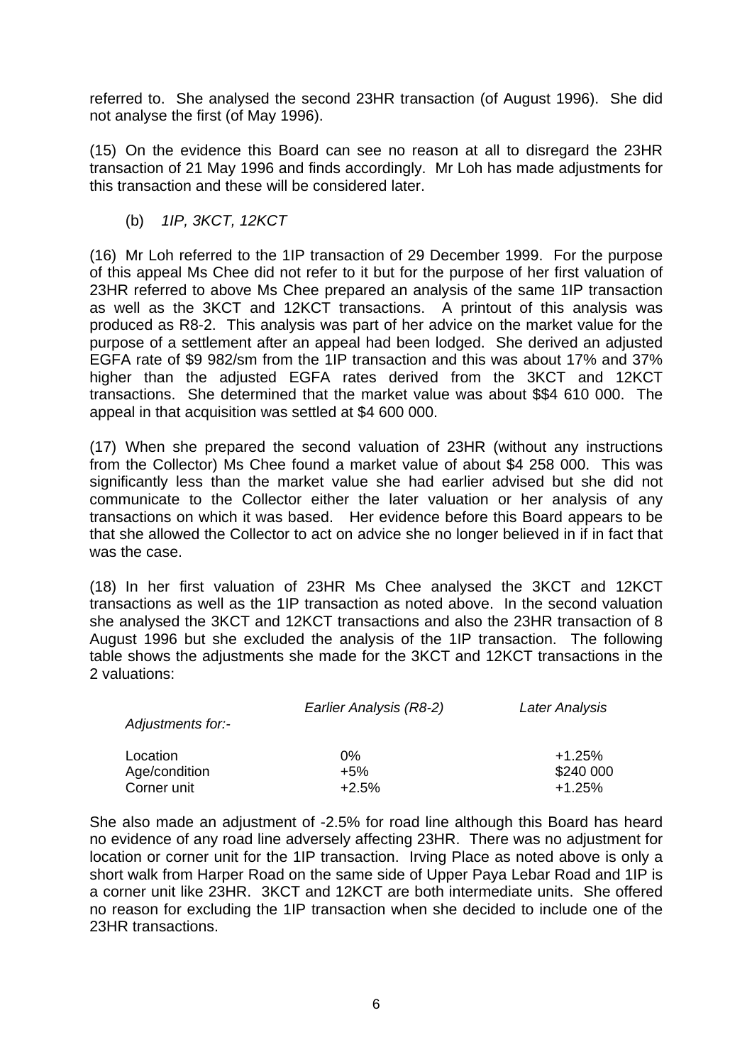referred to. She analysed the second 23HR transaction (of August 1996). She did not analyse the first (of May 1996).

(15) On the evidence this Board can see no reason at all to disregard the 23HR transaction of 21 May 1996 and finds accordingly. Mr Loh has made adjustments for this transaction and these will be considered later.

(b) *1IP, 3KCT, 12KCT*

(16) Mr Loh referred to the 1IP transaction of 29 December 1999. For the purpose of this appeal Ms Chee did not refer to it but for the purpose of her first valuation of 23HR referred to above Ms Chee prepared an analysis of the same 1IP transaction as well as the 3KCT and 12KCT transactions. A printout of this analysis was produced as R8-2. This analysis was part of her advice on the market value for the purpose of a settlement after an appeal had been lodged. She derived an adjusted EGFA rate of $9 982/sm from the 1IP transaction and this was about 17% and 37% higher than the adjusted EGFA rates derived from the 3KCT and 12KCT transactions. She determined that the market value was about $$4 610 000. The appeal in that acquisition was settled at $4 600 000.

(17) When she prepared the second valuation of 23HR (without any instructions from the Collector) Ms Chee found a market value of about $4 258 000. This was significantly less than the market value she had earlier advised but she did not communicate to the Collector either the later valuation or her analysis of any transactions on which it was based. Her evidence before this Board appears to be that she allowed the Collector to act on advice she no longer believed in if in fact that was the case.

(18) In her first valuation of 23HR Ms Chee analysed the 3KCT and 12KCT transactions as well as the 1IP transaction as noted above. In the second valuation she analysed the 3KCT and 12KCT transactions and also the 23HR transaction of 8 August 1996 but she excluded the analysis of the 1IP transaction. The following table shows the adjustments she made for the 3KCT and 12KCT transactions in the 2 valuations:

| *Adjustments for:-* | *Earlier Analysis (R8-2)* | *Later Analysis* |
|---|---|---|
| Location | 0% | +1.25% |
| Age/condition | +5% | $240 000 |
| Corner unit | +2.5% | +1.25% |

She also made an adjustment of -2.5% for road line although this Board has heard no evidence of any road line adversely affecting 23HR. There was no adjustment for location or corner unit for the 1IP transaction. Irving Place as noted above is only a short walk from Harper Road on the same side of Upper Paya Lebar Road and 1IP is a corner unit like 23HR. 3KCT and 12KCT are both intermediate units. She offered no reason for excluding the 1IP transaction when she decided to include one of the 23HR transactions.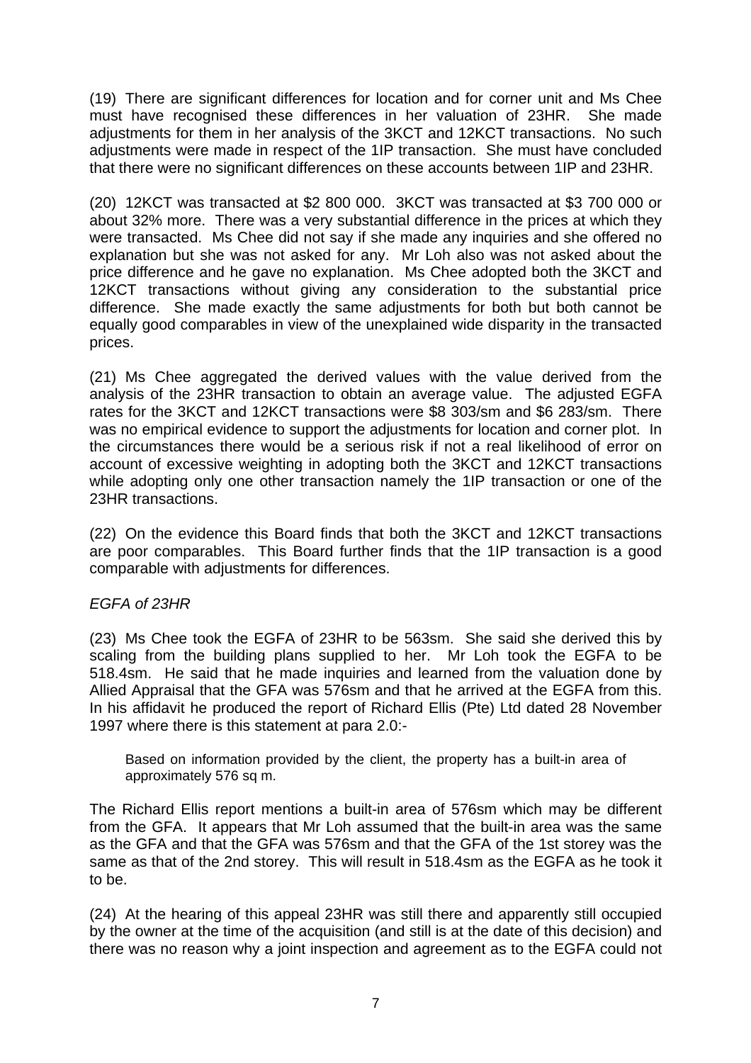(19) There are significant differences for location and for corner unit and Ms Chee must have recognised these differences in her valuation of 23HR. She made adjustments for them in her analysis of the 3KCT and 12KCT transactions. No such adjustments were made in respect of the 1IP transaction. She must have concluded that there were no significant differences on these accounts between 1IP and 23HR.

(20) 12KCT was transacted at $2 800 000. 3KCT was transacted at $3 700 000 or about 32% more. There was a very substantial difference in the prices at which they were transacted. Ms Chee did not say if she made any inquiries and she offered no explanation but she was not asked for any. Mr Loh also was not asked about the price difference and he gave no explanation. Ms Chee adopted both the 3KCT and 12KCT transactions without giving any consideration to the substantial price difference. She made exactly the same adjustments for both but both cannot be equally good comparables in view of the unexplained wide disparity in the transacted prices.

(21) Ms Chee aggregated the derived values with the value derived from the analysis of the 23HR transaction to obtain an average value. The adjusted EGFA rates for the 3KCT and 12KCT transactions were $8 303/sm and $6 283/sm. There was no empirical evidence to support the adjustments for location and corner plot. In the circumstances there would be a serious risk if not a real likelihood of error on account of excessive weighting in adopting both the 3KCT and 12KCT transactions while adopting only one other transaction namely the 1IP transaction or one of the 23HR transactions.

(22) On the evidence this Board finds that both the 3KCT and 12KCT transactions are poor comparables. This Board further finds that the 1IP transaction is a good comparable with adjustments for differences.

*EGFA of 23HR*

(23) Ms Chee took the EGFA of 23HR to be 563sm. She said she derived this by scaling from the building plans supplied to her. Mr Loh took the EGFA to be 518.4sm. He said that he made inquiries and learned from the valuation done by Allied Appraisal that the GFA was 576sm and that he arrived at the EGFA from this. In his affidavit he produced the report of Richard Ellis (Pte) Ltd dated 28 November 1997 where there is this statement at para 2.0:-

> Based on information provided by the client, the property has a built-in area of approximately 576 sq m.

The Richard Ellis report mentions a built-in area of 576sm which may be different from the GFA. It appears that Mr Loh assumed that the built-in area was the same as the GFA and that the GFA was 576sm and that the GFA of the 1st storey was the same as that of the 2nd storey. This will result in 518.4sm as the EGFA as he took it to be.

(24) At the hearing of this appeal 23HR was still there and apparently still occupied by the owner at the time of the acquisition (and still is at the date of this decision) and there was no reason why a joint inspection and agreement as to the EGFA could not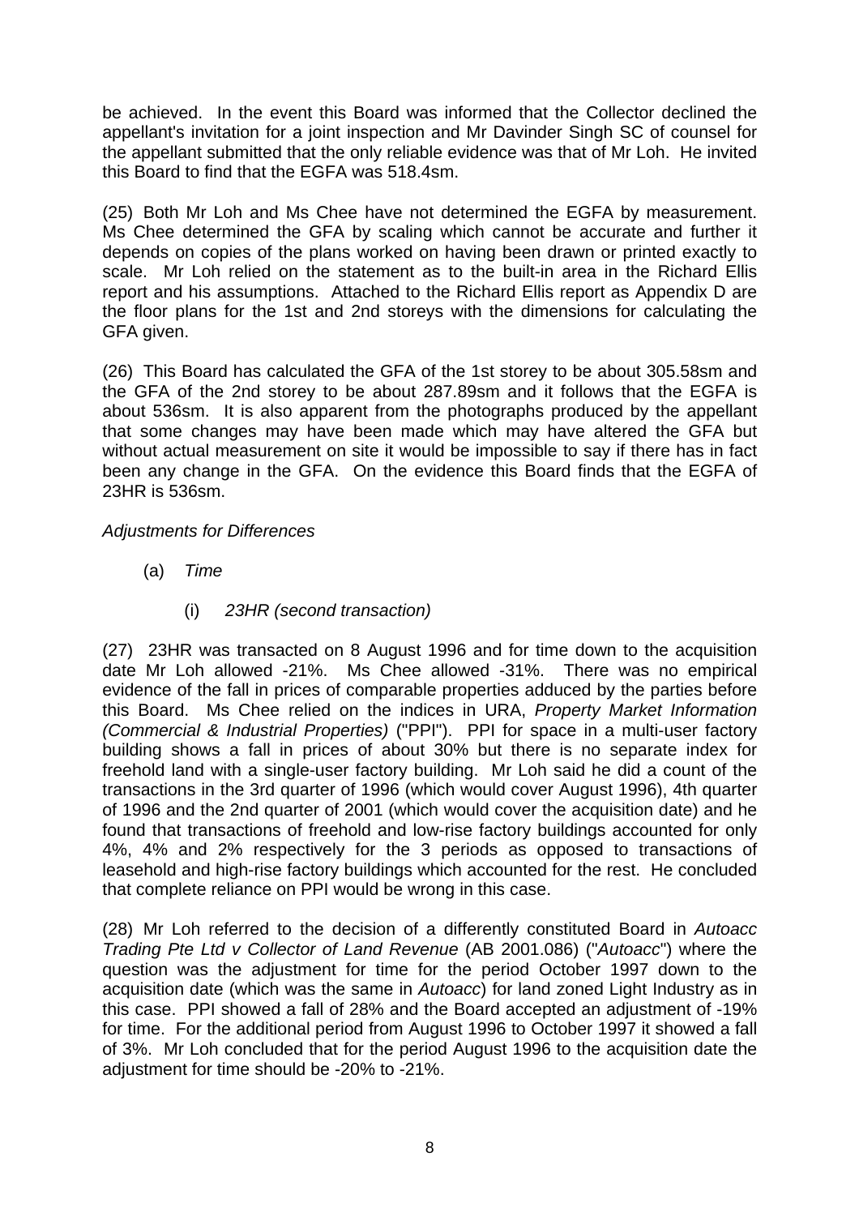be achieved. In the event this Board was informed that the Collector declined the appellant's invitation for a joint inspection and Mr Davinder Singh SC of counsel for the appellant submitted that the only reliable evidence was that of Mr Loh. He invited this Board to find that the EGFA was 518.4sm.

(25) Both Mr Loh and Ms Chee have not determined the EGFA by measurement. Ms Chee determined the GFA by scaling which cannot be accurate and further it depends on copies of the plans worked on having been drawn or printed exactly to scale. Mr Loh relied on the statement as to the built-in area in the Richard Ellis report and his assumptions. Attached to the Richard Ellis report as Appendix D are the floor plans for the 1st and 2nd storeys with the dimensions for calculating the GFA given.

(26) This Board has calculated the GFA of the 1st storey to be about 305.58sm and the GFA of the 2nd storey to be about 287.89sm and it follows that the EGFA is about 536sm. It is also apparent from the photographs produced by the appellant that some changes may have been made which may have altered the GFA but without actual measurement on site it would be impossible to say if there has in fact been any change in the GFA. On the evidence this Board finds that the EGFA of 23HR is 536sm.

*Adjustments for Differences*

(a) *Time*

(i) *23HR (second transaction)*

(27) 23HR was transacted on 8 August 1996 and for time down to the acquisition date Mr Loh allowed -21%. Ms Chee allowed -31%. There was no empirical evidence of the fall in prices of comparable properties adduced by the parties before this Board. Ms Chee relied on the indices in URA, *Property Market Information (Commercial & Industrial Properties)* ("PPI"). PPI for space in a multi-user factory building shows a fall in prices of about 30% but there is no separate index for freehold land with a single-user factory building. Mr Loh said he did a count of the transactions in the 3rd quarter of 1996 (which would cover August 1996), 4th quarter of 1996 and the 2nd quarter of 2001 (which would cover the acquisition date) and he found that transactions of freehold and low-rise factory buildings accounted for only 4%, 4% and 2% respectively for the 3 periods as opposed to transactions of leasehold and high-rise factory buildings which accounted for the rest. He concluded that complete reliance on PPI would be wrong in this case.

(28) Mr Loh referred to the decision of a differently constituted Board in *Autoacc Trading Pte Ltd v Collector of Land Revenue* (AB 2001.086) ("*Autoacc*") where the question was the adjustment for time for the period October 1997 down to the acquisition date (which was the same in *Autoacc*) for land zoned Light Industry as in this case. PPI showed a fall of 28% and the Board accepted an adjustment of -19% for time. For the additional period from August 1996 to October 1997 it showed a fall of 3%. Mr Loh concluded that for the period August 1996 to the acquisition date the adjustment for time should be -20% to -21%.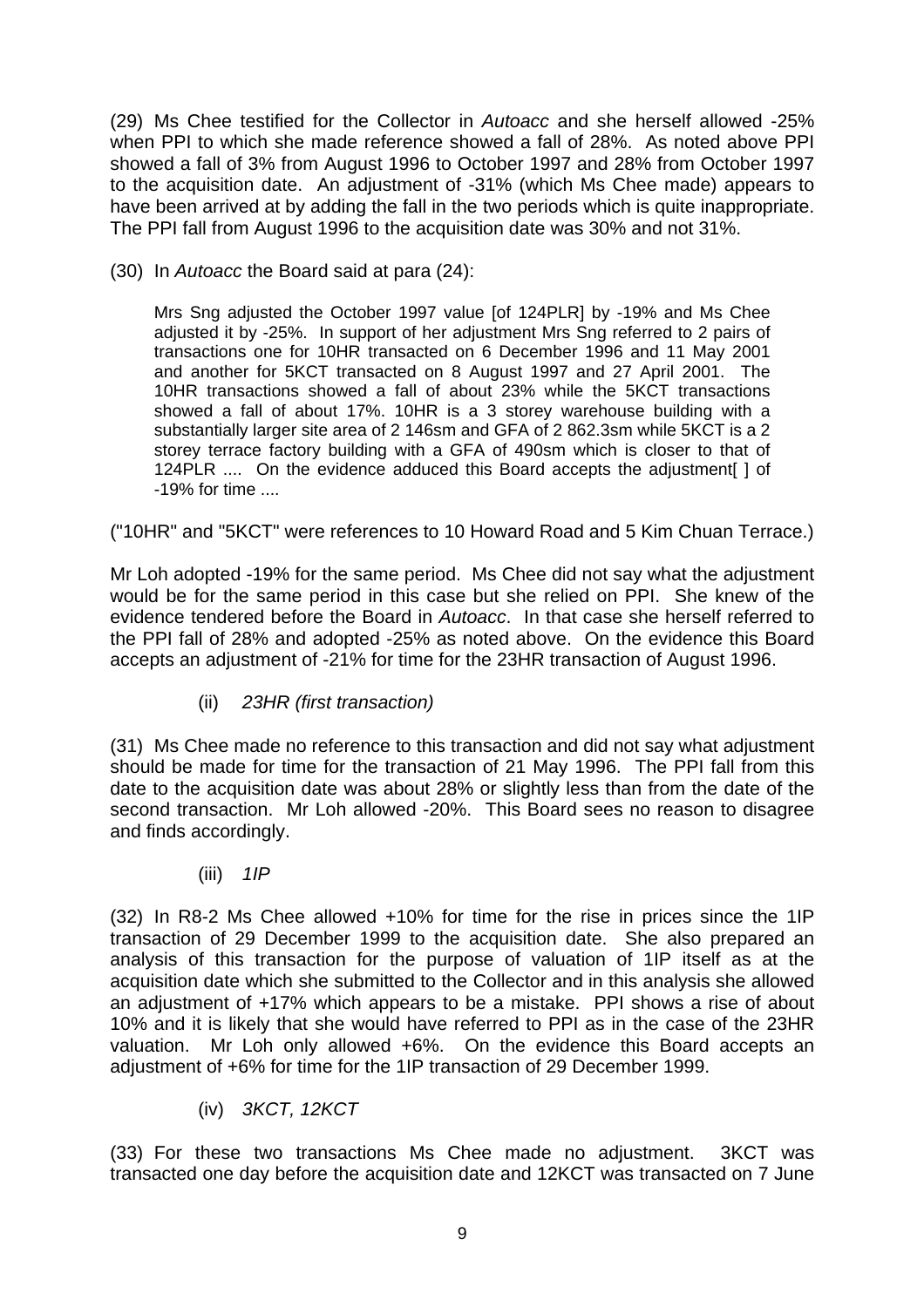(29) Ms Chee testified for the Collector in *Autoacc* and she herself allowed -25% when PPI to which she made reference showed a fall of 28%. As noted above PPI showed a fall of 3% from August 1996 to October 1997 and 28% from October 1997 to the acquisition date. An adjustment of -31% (which Ms Chee made) appears to have been arrived at by adding the fall in the two periods which is quite inappropriate. The PPI fall from August 1996 to the acquisition date was 30% and not 31%.

(30) In *Autoacc* the Board said at para (24):

> Mrs Sng adjusted the October 1997 value [of 124PLR] by -19% and Ms Chee adjusted it by -25%. In support of her adjustment Mrs Sng referred to 2 pairs of transactions one for 10HR transacted on 6 December 1996 and 11 May 2001 and another for 5KCT transacted on 8 August 1997 and 27 April 2001. The 10HR transactions showed a fall of about 23% while the 5KCT transactions showed a fall of about 17%. 10HR is a 3 storey warehouse building with a substantially larger site area of 2 146sm and GFA of 2 862.3sm while 5KCT is a 2 storey terrace factory building with a GFA of 490sm which is closer to that of 124PLR .... On the evidence adduced this Board accepts the adjustment[ ] of -19% for time ....

("10HR" and "5KCT" were references to 10 Howard Road and 5 Kim Chuan Terrace.)

Mr Loh adopted -19% for the same period. Ms Chee did not say what the adjustment would be for the same period in this case but she relied on PPI. She knew of the evidence tendered before the Board in *Autoacc*. In that case she herself referred to the PPI fall of 28% and adopted -25% as noted above. On the evidence this Board accepts an adjustment of -21% for time for the 23HR transaction of August 1996.

(ii) *23HR (first transaction)*

(31) Ms Chee made no reference to this transaction and did not say what adjustment should be made for time for the transaction of 21 May 1996. The PPI fall from this date to the acquisition date was about 28% or slightly less than from the date of the second transaction. Mr Loh allowed -20%. This Board sees no reason to disagree and finds accordingly.

(iii) *1IP*

(32) In R8-2 Ms Chee allowed +10% for time for the rise in prices since the 1IP transaction of 29 December 1999 to the acquisition date. She also prepared an analysis of this transaction for the purpose of valuation of 1IP itself as at the acquisition date which she submitted to the Collector and in this analysis she allowed an adjustment of +17% which appears to be a mistake. PPI shows a rise of about 10% and it is likely that she would have referred to PPI as in the case of the 23HR valuation. Mr Loh only allowed +6%. On the evidence this Board accepts an adjustment of +6% for time for the 1IP transaction of 29 December 1999.

(iv) *3KCT, 12KCT*

(33) For these two transactions Ms Chee made no adjustment. 3KCT was transacted one day before the acquisition date and 12KCT was transacted on 7 June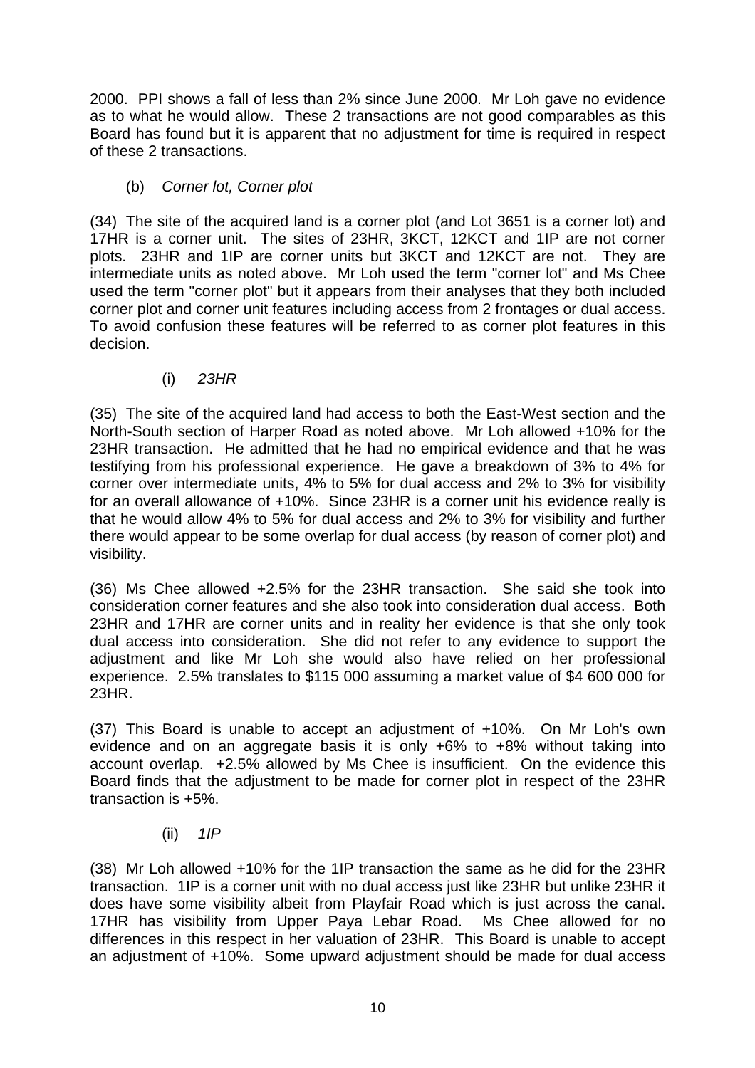2000. PPI shows a fall of less than 2% since June 2000. Mr Loh gave no evidence as to what he would allow. These 2 transactions are not good comparables as this Board has found but it is apparent that no adjustment for time is required in respect of these 2 transactions.

(b) *Corner lot, Corner plot*

(34) The site of the acquired land is a corner plot (and Lot 3651 is a corner lot) and 17HR is a corner unit. The sites of 23HR, 3KCT, 12KCT and 1IP are not corner plots. 23HR and 1IP are corner units but 3KCT and 12KCT are not. They are intermediate units as noted above. Mr Loh used the term "corner lot" and Ms Chee used the term "corner plot" but it appears from their analyses that they both included corner plot and corner unit features including access from 2 frontages or dual access. To avoid confusion these features will be referred to as corner plot features in this decision.

(i) *23HR*

(35) The site of the acquired land had access to both the East-West section and the North-South section of Harper Road as noted above. Mr Loh allowed +10% for the 23HR transaction. He admitted that he had no empirical evidence and that he was testifying from his professional experience. He gave a breakdown of 3% to 4% for corner over intermediate units, 4% to 5% for dual access and 2% to 3% for visibility for an overall allowance of +10%. Since 23HR is a corner unit his evidence really is that he would allow 4% to 5% for dual access and 2% to 3% for visibility and further there would appear to be some overlap for dual access (by reason of corner plot) and visibility.

(36) Ms Chee allowed +2.5% for the 23HR transaction. She said she took into consideration corner features and she also took into consideration dual access. Both 23HR and 17HR are corner units and in reality her evidence is that she only took dual access into consideration. She did not refer to any evidence to support the adjustment and like Mr Loh she would also have relied on her professional experience. 2.5% translates to $115 000 assuming a market value of $4 600 000 for 23HR.

(37) This Board is unable to accept an adjustment of +10%. On Mr Loh's own evidence and on an aggregate basis it is only +6% to +8% without taking into account overlap. +2.5% allowed by Ms Chee is insufficient. On the evidence this Board finds that the adjustment to be made for corner plot in respect of the 23HR transaction is +5%.

(ii) *1IP*

(38) Mr Loh allowed +10% for the 1IP transaction the same as he did for the 23HR transaction. 1IP is a corner unit with no dual access just like 23HR but unlike 23HR it does have some visibility albeit from Playfair Road which is just across the canal. 17HR has visibility from Upper Paya Lebar Road. Ms Chee allowed for no differences in this respect in her valuation of 23HR. This Board is unable to accept an adjustment of +10%. Some upward adjustment should be made for dual access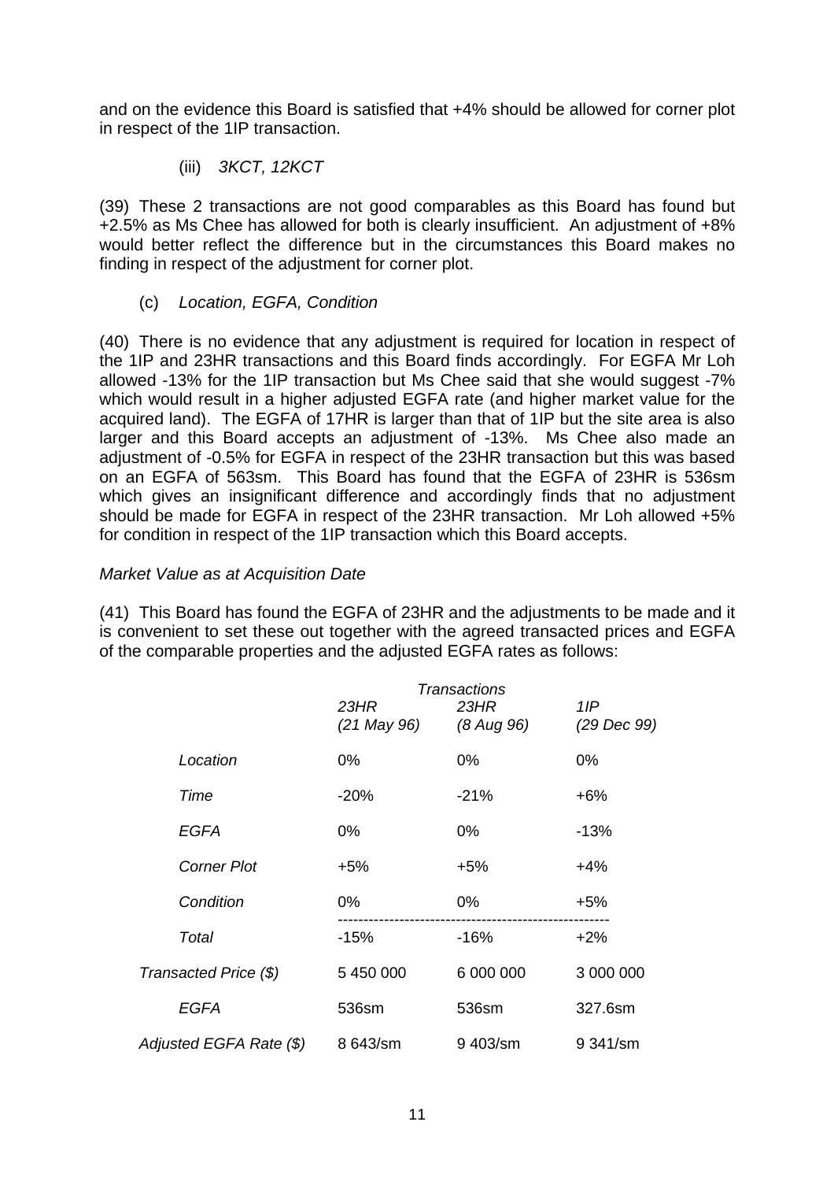and on the evidence this Board is satisfied that +4% should be allowed for corner plot in respect of the 1IP transaction.

(iii) *3KCT, 12KCT*

(39) These 2 transactions are not good comparables as this Board has found but +2.5% as Ms Chee has allowed for both is clearly insufficient. An adjustment of +8% would better reflect the difference but in the circumstances this Board makes no finding in respect of the adjustment for corner plot.

(c) *Location, EGFA, Condition*

(40) There is no evidence that any adjustment is required for location in respect of the 1IP and 23HR transactions and this Board finds accordingly. For EGFA Mr Loh allowed -13% for the 1IP transaction but Ms Chee said that she would suggest -7% which would result in a higher adjusted EGFA rate (and higher market value for the acquired land). The EGFA of 17HR is larger than that of 1IP but the site area is also larger and this Board accepts an adjustment of -13%. Ms Chee also made an adjustment of -0.5% for EGFA in respect of the 23HR transaction but this was based on an EGFA of 563sm. This Board has found that the EGFA of 23HR is 536sm which gives an insignificant difference and accordingly finds that no adjustment should be made for EGFA in respect of the 23HR transaction. Mr Loh allowed +5% for condition in respect of the 1IP transaction which this Board accepts.

*Market Value as at Acquisition Date*

(41) This Board has found the EGFA of 23HR and the adjustments to be made and it is convenient to set these out together with the agreed transacted prices and EGFA of the comparable properties and the adjusted EGFA rates as follows:

| | *Transactions* | | |
|---|---|---|---|
| | *23HR (21 May 96)* | *23HR (8 Aug 96)* | *1IP (29 Dec 99)* |
| *Location* | 0% | 0% | 0% |
| *Time* | -20% | -21% | +6% |
| *EGFA* | 0% | 0% | -13% |
| *Corner Plot* | +5% | +5% | +4% |
| *Condition* | 0% | 0% | +5% |
| *Total* | -15% | -16% | +2% |
| *Transacted Price ($)* | 5 450 000 | 6 000 000 | 3 000 000 |
| *EGFA* | 536sm | 536sm | 327.6sm |
| *Adjusted EGFA Rate ($)* | 8 643/sm | 9 403/sm | 9 341/sm |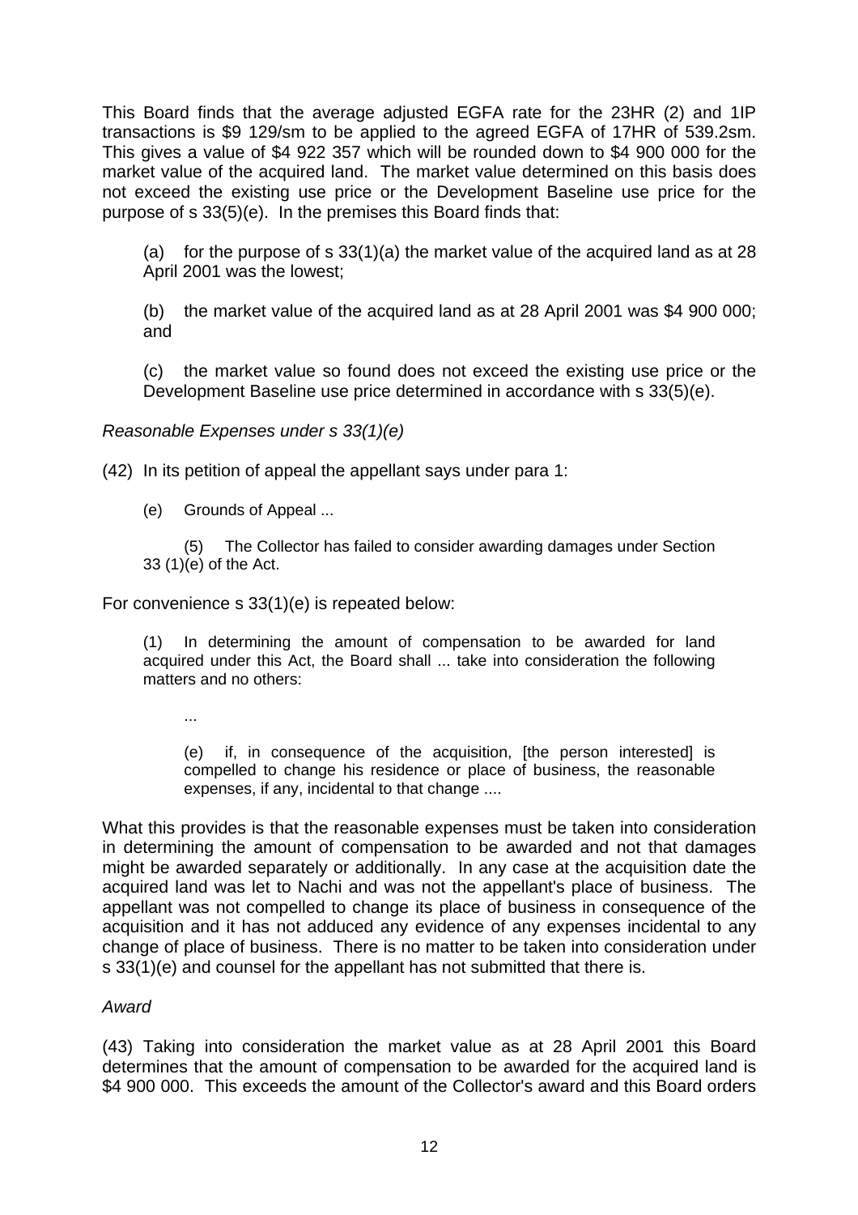This Board finds that the average adjusted EGFA rate for the 23HR (2) and 1IP transactions is $9 129/sm to be applied to the agreed EGFA of 17HR of 539.2sm. This gives a value of $4 922 357 which will be rounded down to $4 900 000 for the market value of the acquired land. The market value determined on this basis does not exceed the existing use price or the Development Baseline use price for the purpose of s 33(5)(e). In the premises this Board finds that:

(a) for the purpose of s 33(1)(a) the market value of the acquired land as at 28 April 2001 was the lowest;

(b) the market value of the acquired land as at 28 April 2001 was $4 900 000; and

(c) the market value so found does not exceed the existing use price or the Development Baseline use price determined in accordance with s 33(5)(e).

*Reasonable Expenses under s 33(1)(e)*

(42) In its petition of appeal the appellant says under para 1:

> (e) Grounds of Appeal ...
>
> (5) The Collector has failed to consider awarding damages under Section 33 (1)(e) of the Act.

For convenience s 33(1)(e) is repeated below:

> (1) In determining the amount of compensation to be awarded for land acquired under this Act, the Board shall ... take into consideration the following matters and no others:
>
> ...
>
> (e) if, in consequence of the acquisition, [the person interested] is compelled to change his residence or place of business, the reasonable expenses, if any, incidental to that change ....

What this provides is that the reasonable expenses must be taken into consideration in determining the amount of compensation to be awarded and not that damages might be awarded separately or additionally. In any case at the acquisition date the acquired land was let to Nachi and was not the appellant's place of business. The appellant was not compelled to change its place of business in consequence of the acquisition and it has not adduced any evidence of any expenses incidental to any change of place of business. There is no matter to be taken into consideration under s 33(1)(e) and counsel for the appellant has not submitted that there is.

*Award*

(43) Taking into consideration the market value as at 28 April 2001 this Board determines that the amount of compensation to be awarded for the acquired land is $4 900 000. This exceeds the amount of the Collector's award and this Board orders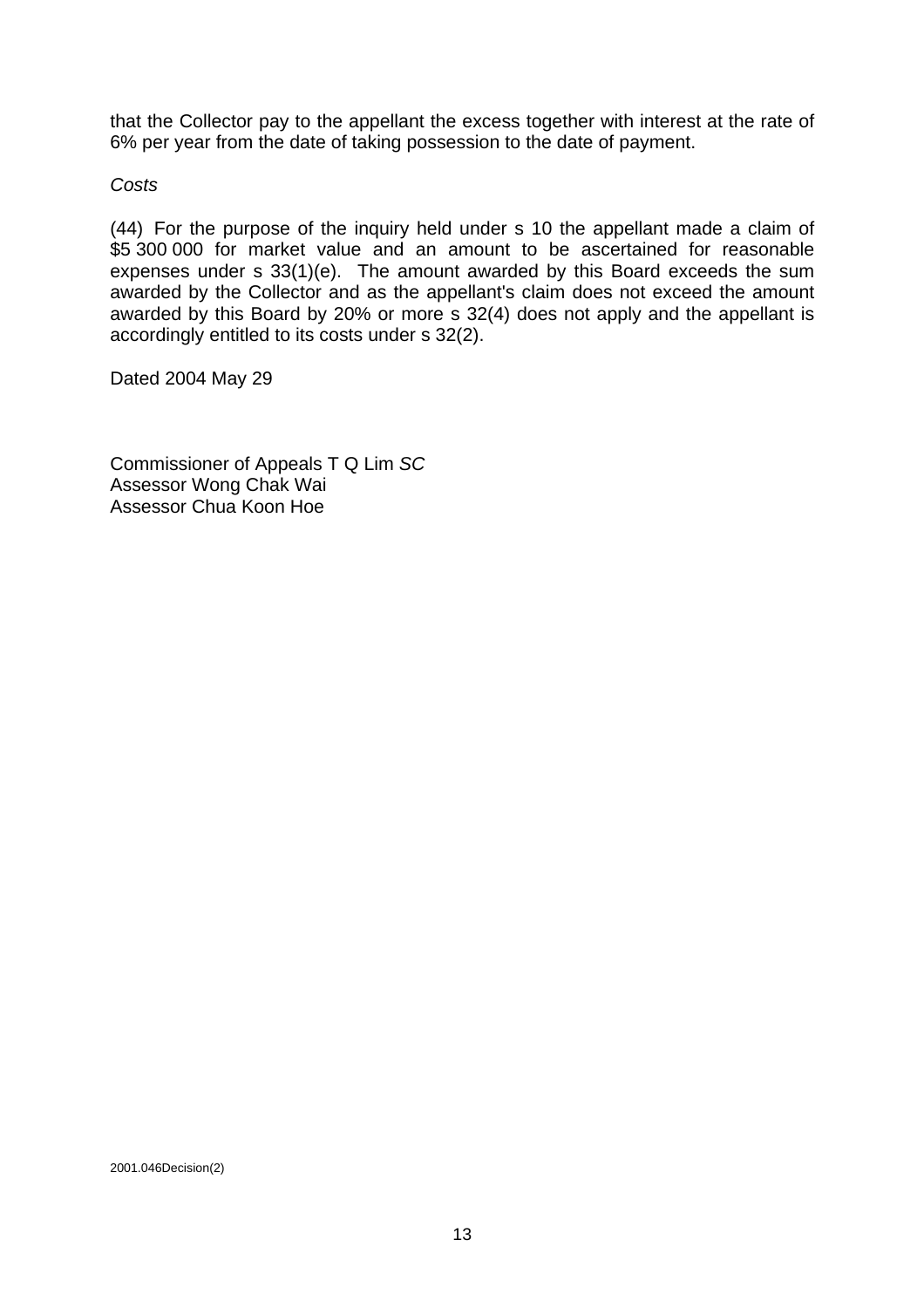that the Collector pay to the appellant the excess together with interest at the rate of 6% per year from the date of taking possession to the date of payment.

*Costs*

(44) For the purpose of the inquiry held under s 10 the appellant made a claim of $5 300 000 for market value and an amount to be ascertained for reasonable expenses under s 33(1)(e). The amount awarded by this Board exceeds the sum awarded by the Collector and as the appellant's claim does not exceed the amount awarded by this Board by 20% or more s 32(4) does not apply and the appellant is accordingly entitled to its costs under s 32(2).

Dated 2004 May 29

Commissioner of Appeals T Q Lim *SC*
Assessor Wong Chak Wai
Assessor Chua Koon Hoe

2001.046Decision(2)